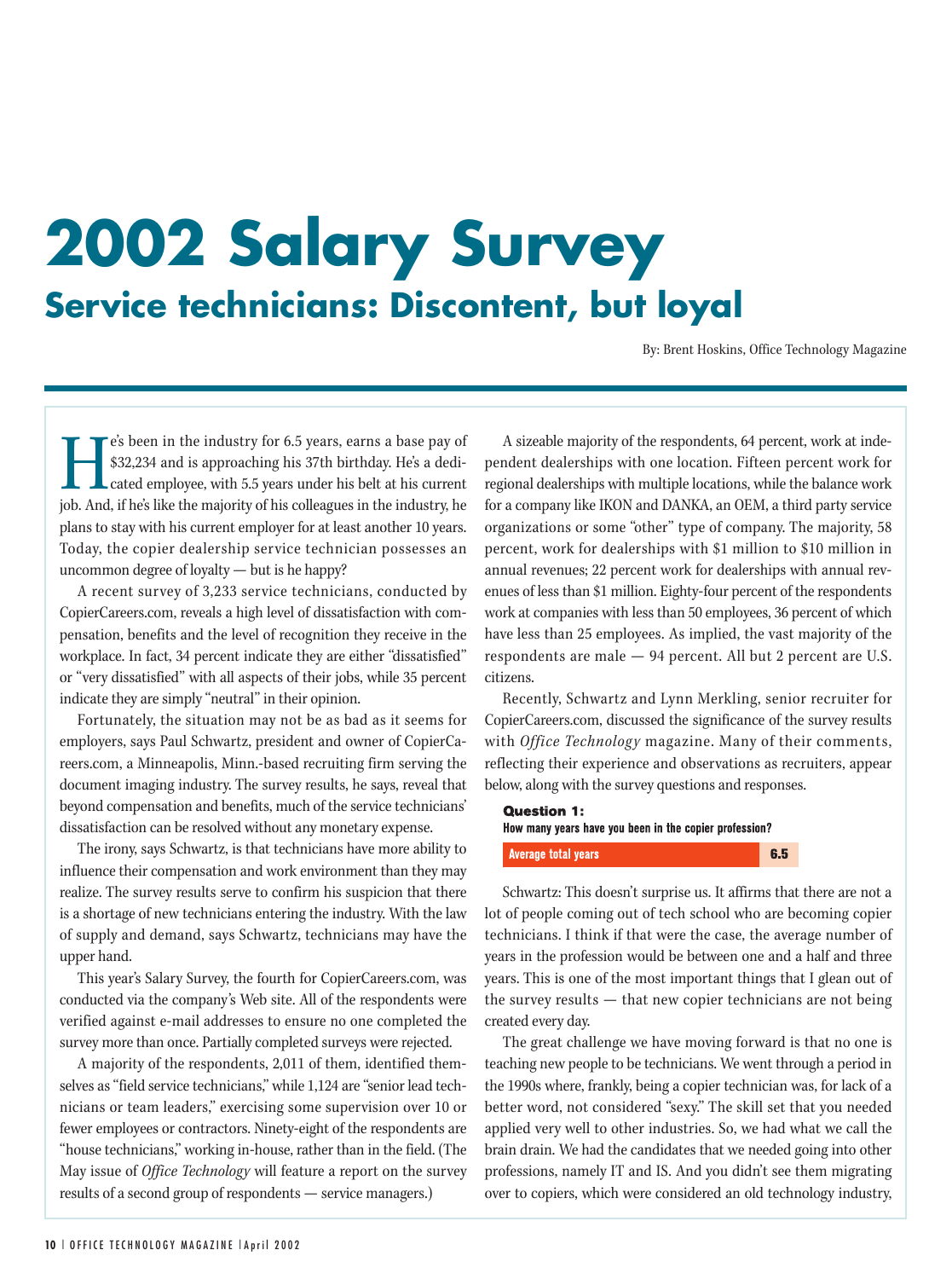# 2002 Salary Survey

## Service technicians: Discontent, but loyal

By: Brent Hoskins, Office Technology Magazine

He's been in the industry for 6.5 years, earns a base pay of $32,234 and is approaching his 37th birthday. He's a dedicated employee, with 5.5 years under his belt at his current job. And, if he's like the majority of his colleagues in the industry, he plans to stay with his current employer for at least another 10 years. Today, the copier dealership service technician possesses an uncommon degree of loyalty — but is he happy?

A recent survey of 3,233 service technicians, conducted by CopierCareers.com, reveals a high level of dissatisfaction with compensation, benefits and the level of recognition they receive in the workplace. In fact, 34 percent indicate they are either "dissatisfied" or "very dissatisfied" with all aspects of their jobs, while 35 percent indicate they are simply "neutral" in their opinion.

Fortunately, the situation may not be as bad as it seems for employers, says Paul Schwartz, president and owner of CopierCareers.com, a Minneapolis, Minn.-based recruiting firm serving the document imaging industry. The survey results, he says, reveal that beyond compensation and benefits, much of the service technicians' dissatisfaction can be resolved without any monetary expense.

The irony, says Schwartz, is that technicians have more ability to influence their compensation and work environment than they may realize. The survey results serve to confirm his suspicion that there is a shortage of new technicians entering the industry. With the law of supply and demand, says Schwartz, technicians may have the upper hand.

This year's Salary Survey, the fourth for CopierCareers.com, was conducted via the company's Web site. All of the respondents were verified against e-mail addresses to ensure no one completed the survey more than once. Partially completed surveys were rejected.

A majority of the respondents, 2,011 of them, identified themselves as "field service technicians," while 1,124 are "senior lead technicians or team leaders," exercising some supervision over 10 or fewer employees or contractors. Ninety-eight of the respondents are "house technicians," working in-house, rather than in the field. (The May issue of *Office Technology* will feature a report on the survey results of a second group of respondents — service managers.)

A sizeable majority of the respondents, 64 percent, work at independent dealerships with one location. Fifteen percent work for regional dealerships with multiple locations, while the balance work for a company like IKON and DANKA, an OEM, a third party service organizations or some "other" type of company. The majority, 58 percent, work for dealerships with $1 million to $10 million in annual revenues; 22 percent work for dealerships with annual revenues of less than $1 million. Eighty-four percent of the respondents work at companies with less than 50 employees, 36 percent of which have less than 25 employees. As implied, the vast majority of the respondents are male — 94 percent. All but 2 percent are U.S. citizens.

Recently, Schwartz and Lynn Merkling, senior recruiter for CopierCareers.com, discussed the significance of the survey results with *Office Technology* magazine. Many of their comments, reflecting their experience and observations as recruiters, appear below, along with the survey questions and responses.

**Question 1:**
**How many years have you been in the copier profession?**

| Average total years | 6.5 |
|---|---|

Schwartz: This doesn't surprise us. It affirms that there are not a lot of people coming out of tech school who are becoming copier technicians. I think if that were the case, the average number of years in the profession would be between one and a half and three years. This is one of the most important things that I glean out of the survey results — that new copier technicians are not being created every day.

The great challenge we have moving forward is that no one is teaching new people to be technicians. We went through a period in the 1990s where, frankly, being a copier technician was, for lack of a better word, not considered "sexy." The skill set that you needed applied very well to other industries. So, we had what we call the brain drain. We had the candidates that we needed going into other professions, namely IT and IS. And you didn't see them migrating over to copiers, which were considered an old technology industry,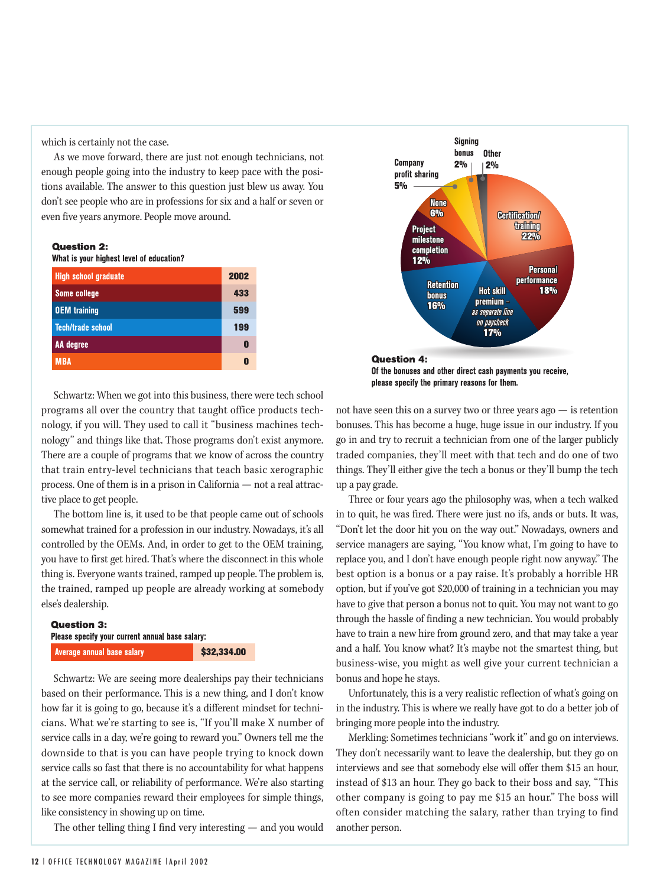which is certainly not the case.

As we move forward, there are just not enough technicians, not enough people going into the industry to keep pace with the positions available. The answer to this question just blew us away. You don't see people who are in professions for six and a half or seven or even five years anymore. People move around.

**Question 2:**
**What is your highest level of education?**

| | |
|---|---|
| High school graduate | 2002 |
| Some college | 433 |
| OEM training | 599 |
| Tech/trade school | 199 |
| AA degree | 0 |
| MBA | 0 |

Schwartz: When we got into this business, there were tech school programs all over the country that taught office products technology, if you will. They used to call it "business machines technology" and things like that. Those programs don't exist anymore. There are a couple of programs that we know of across the country that train entry-level technicians that teach basic xerographic process. One of them is in a prison in California — not a real attractive place to get people.

The bottom line is, it used to be that people came out of schools somewhat trained for a profession in our industry. Nowadays, it's all controlled by the OEMs. And, in order to get to the OEM training, you have to first get hired. That's where the disconnect in this whole thing is. Everyone wants trained, ramped up people. The problem is, the trained, ramped up people are already working at somebody else's dealership.

**Question 3:**
**Please specify your current annual base salary:**

| | |
|---|---|
| Average annual base salary | $32,334.00 |

Schwartz: We are seeing more dealerships pay their technicians based on their performance. This is a new thing, and I don't know how far it is going to go, because it's a different mindset for technicians. What we're starting to see is, "If you'll make X number of service calls in a day, we're going to reward you." Owners tell me the downside to that is you can have people trying to knock down service calls so fast that there is no accountability for what happens at the service call, or reliability of performance. We're also starting to see more companies reward their employees for simple things, like consistency in showing up on time.

The other telling thing I find very interesting — and you would not have seen this on a survey two or three years ago — is retention bonuses. This has become a huge, huge issue in our industry. If you go in and try to recruit a technician from one of the larger publicly traded companies, they'll meet with that tech and do one of two things. They'll either give the tech a bonus or they'll bump the tech up a pay grade.

| Reason | Percentage |
|---|---|
| Certification/training | 22% |
| Personal performance | 18% |
| Hot skill premium – *as separate line on paycheck* | 17% |
| Retention bonus | 16% |
| Project milestone completion | 12% |
| None | 6% |
| Company profit sharing | 5% |
| Signing bonus | 2% |
| Other | 2% |

**Question 4:**
**Of the bonuses and other direct cash payments you receive, please specify the primary reasons for them.**

Three or four years ago the philosophy was, when a tech walked in to quit, he was fired. There were just no ifs, ands or buts. It was, "Don't let the door hit you on the way out." Nowadays, owners and service managers are saying, "You know what, I'm going to have to replace you, and I don't have enough people right now anyway." The best option is a bonus or a pay raise. It's probably a horrible HR option, but if you've got $20,000 of training in a technician you may have to give that person a bonus not to quit. You may not want to go through the hassle of finding a new technician. You would probably have to train a new hire from ground zero, and that may take a year and a half. You know what? It's maybe not the smartest thing, but business-wise, you might as well give your current technician a bonus and hope he stays.

Unfortunately, this is a very realistic reflection of what's going on in the industry. This is where we really have got to do a better job of bringing more people into the industry.

Merkling: Sometimes technicians "work it" and go on interviews. They don't necessarily want to leave the dealership, but they go on interviews and see that somebody else will offer them $15 an hour, instead of $13 an hour. They go back to their boss and say, "This other company is going to pay me $15 an hour." The boss will often consider matching the salary, rather than trying to find another person.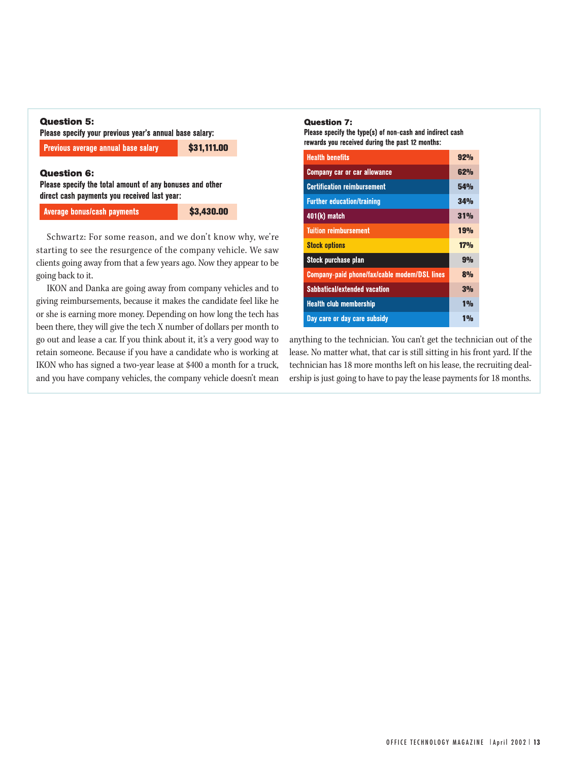### Question 5:

**Please specify your previous year's annual base salary:**

| Previous average annual base salary | $31,111.00 |
|---|---|

### Question 6:

**Please specify the total amount of any bonuses and other direct cash payments you received last year:**

| Average bonus/cash payments | $3,430.00 |
|---|---|

Schwartz: For some reason, and we don't know why, we're starting to see the resurgence of the company vehicle. We saw clients going away from that a few years ago. Now they appear to be going back to it.

IKON and Danka are going away from company vehicles and to giving reimbursements, because it makes the candidate feel like he or she is earning more money. Depending on how long the tech has been there, they will give the tech X number of dollars per month to go out and lease a car. If you think about it, it's a very good way to retain someone. Because if you have a candidate who is working at IKON who has signed a two-year lease at $400 a month for a truck, and you have company vehicles, the company vehicle doesn't mean anything to the technician. You can't get the technician out of the lease. No matter what, that car is still sitting in his front yard. If the technician has 18 more months left on his lease, the recruiting dealership is just going to have to pay the lease payments for 18 months.

### Question 7:

**Please specify the type(s) of non-cash and indirect cash rewards you received during the past 12 months:**

| Reward | Percentage |
|---|---|
| Health benefits | 92% |
| Company car or car allowance | 62% |
| Certification reimbursement | 54% |
| Further education/training | 34% |
| 401(k) match | 31% |
| Tuition reimbursement | 19% |
| Stock options | 17% |
| Stock purchase plan | 9% |
| Company-paid phone/fax/cable modem/DSL lines | 8% |
| Sabbatical/extended vacation | 3% |
| Health club membership | 1% |
| Day care or day care subsidy | 1% |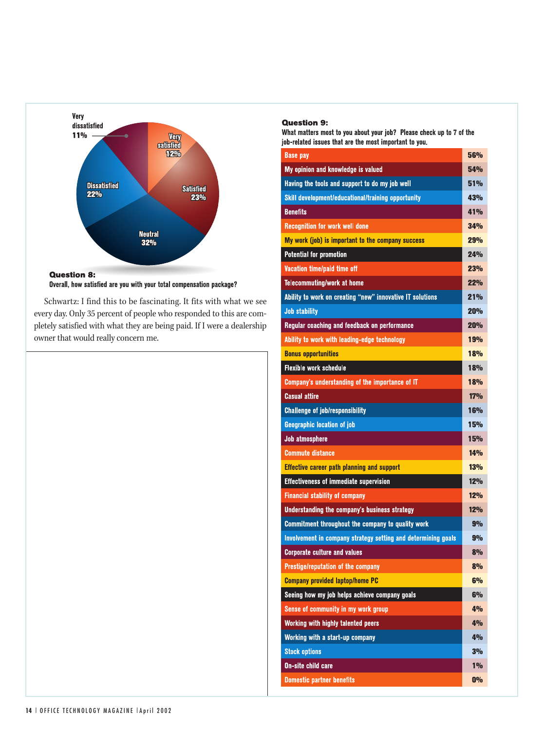Very dissatisfied 11%

Very satisfied 12%

Satisfied 23%

Neutral 32%

Dissatisfied 22%

**Question 8:**
**Overall, how satisfied are you with your total compensation package?**

Schwartz: I find this to be fascinating. It fits with what we see every day. Only 35 percent of people who responded to this are completely satisfied with what they are being paid. If I were a dealership owner that would really concern me.

**Question 9:**
**What matters most to you about your job? Please check up to 7 of the job-related issues that are the most important to you.**

| Issue | % |
|---|---|
| Base pay | 56% |
| My opinion and knowledge is valued | 54% |
| Having the tools and support to do my job well | 51% |
| Skill development/educational/training opportunity | 43% |
| Benefits | 41% |
| Recognition for work well done | 34% |
| My work (job) is important to the company success | 29% |
| Potential for promotion | 24% |
| Vacation time/paid time off | 23% |
| Telecommuting/work at home | 22% |
| Ability to work on creating "new" innovative IT solutions | 21% |
| Job stability | 20% |
| Regular coaching and feedback on performance | 20% |
| Ability to work with leading-edge technology | 19% |
| Bonus opportunities | 18% |
| Flexible work schedule | 18% |
| Company's understanding of the importance of IT | 18% |
| Casual attire | 17% |
| Challenge of job/responsibility | 16% |
| Geographic location of job | 15% |
| Job atmosphere | 15% |
| Commute distance | 14% |
| Effective career path planning and support | 13% |
| Effectiveness of immediate supervision | 12% |
| Financial stability of company | 12% |
| Understanding the company's business strategy | 12% |
| Commitment throughout the company to quality work | 9% |
| Involvement in company strategy setting and determining goals | 9% |
| Corporate culture and values | 8% |
| Prestige/reputation of the company | 8% |
| Company provided laptop/home PC | 6% |
| Seeing how my job helps achieve company goals | 6% |
| Sense of community in my work group | 4% |
| Working with highly talented peers | 4% |
| Working with a start-up company | 4% |
| Stock options | 3% |
| On-site child care | 1% |
| Domestic partner benefits | 0% |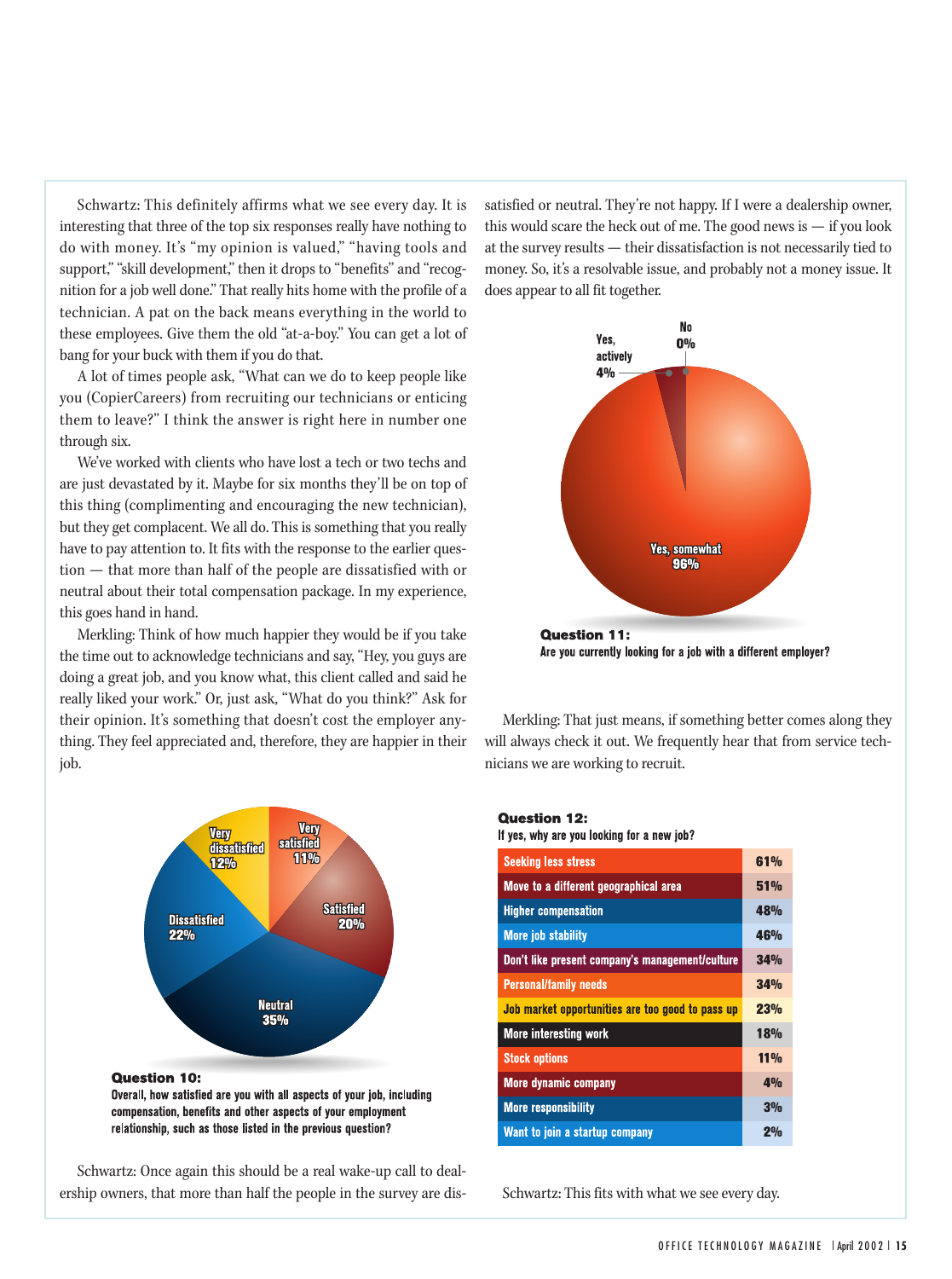Schwartz: This definitely affirms what we see every day. It is interesting that three of the top six responses really have nothing to do with money. It's "my opinion is valued," "having tools and support," "skill development," then it drops to "benefits" and "recognition for a job well done." That really hits home with the profile of a technician. A pat on the back means everything in the world to these employees. Give them the old "at-a-boy." You can get a lot of bang for your buck with them if you do that.

A lot of times people ask, "What can we do to keep people like you (CopierCareers) from recruiting our technicians or enticing them to leave?" I think the answer is right here in number one through six.

We've worked with clients who have lost a tech or two techs and are just devastated by it. Maybe for six months they'll be on top of this thing (complimenting and encouraging the new technician), but they get complacent. We all do. This is something that you really have to pay attention to. It fits with the response to the earlier question — that more than half of the people are dissatisfied with or neutral about their total compensation package. In my experience, this goes hand in hand.

Merkling: Think of how much happier they would be if you take the time out to acknowledge technicians and say, "Hey, you guys are doing a great job, and you know what, this client called and said he really liked your work." Or, just ask, "What do you think?" Ask for their opinion. It's something that doesn't cost the employer anything. They feel appreciated and, therefore, they are happier in their job.

| Response | Percentage |
|---|---|
| Very satisfied | 11% |
| Satisfied | 20% |
| Neutral | 35% |
| Dissatisfied | 22% |
| Very dissatisfied | 12% |

**Question 10:**
Overall, how satisfied are you with all aspects of your job, including compensation, benefits and other aspects of your employment relationship, such as those listed in the previous question?

Schwartz: Once again this should be a real wake-up call to dealership owners, that more than half the people in the survey are dissatisfied or neutral. They're not happy. If I were a dealership owner, this would scare the heck out of me. The good news is — if you look at the survey results — their dissatisfaction is not necessarily tied to money. So, it's a resolvable issue, and probably not a money issue. It does appear to all fit together.

| Response | Percentage |
|---|---|
| Yes, actively | 4% |
| Yes, somewhat | 96% |
| No | 0% |

**Question 11:**
Are you currently looking for a job with a different employer?

Merkling: That just means, if something better comes along they will always check it out. We frequently hear that from service technicians we are working to recruit.

**Question 12:**
If yes, why are you looking for a new job?

| Reason | Percentage |
|---|---|
| Seeking less stress | 61% |
| Move to a different geographical area | 51% |
| Higher compensation | 48% |
| More job stability | 46% |
| Don't like present company's management/culture | 34% |
| Personal/family needs | 34% |
| Job market opportunities are too good to pass up | 23% |
| More interesting work | 18% |
| Stock options | 11% |
| More dynamic company | 4% |
| More responsibility | 3% |
| Want to join a startup company | 2% |

Schwartz: This fits with what we see every day.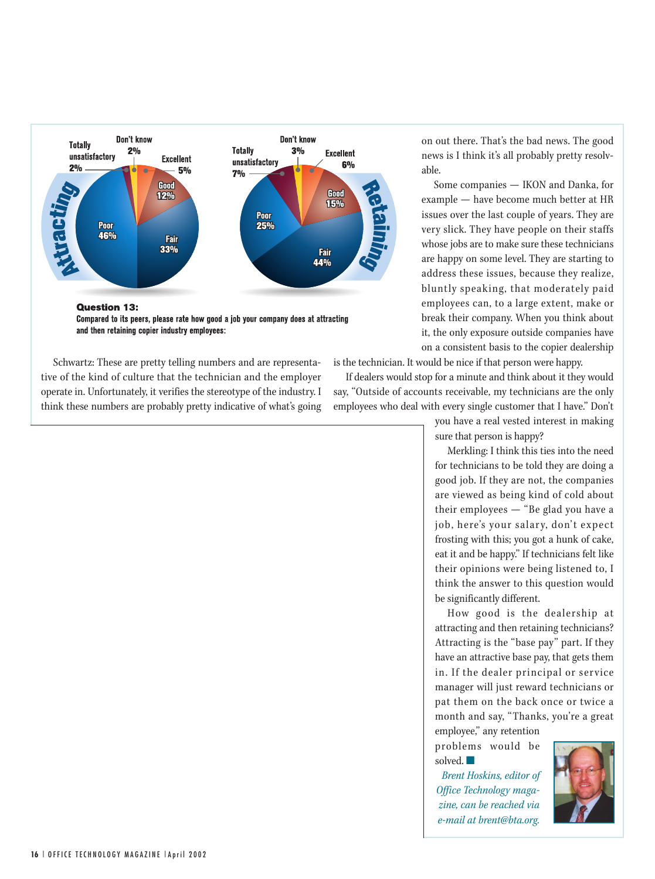Attracting

Totally unsatisfactory 2%

Don't know 2%

Excellent 5%

Good 12%

Poor 46%

Fair 33%

Retaining

Totally unsatisfactory 7%

Don't know 3%

Excellent 6%

Good 15%

Poor 25%

Fair 44%

**Question 13:**
**Compared to its peers, please rate how good a job your company does at attracting and then retaining copier industry employees:**

Schwartz: These are pretty telling numbers and are representative of the kind of culture that the technician and the employer operate in. Unfortunately, it verifies the stereotype of the industry. I think these numbers are probably pretty indicative of what's going on out there. That's the bad news. The good news is I think it's all probably pretty resolvable.

Some companies — IKON and Danka, for example — have become much better at HR issues over the last couple of years. They are very slick. They have people on their staffs whose jobs are to make sure these technicians are happy on some level. They are starting to address these issues, because they realize, bluntly speaking, that moderately paid employees can, to a large extent, make or break their company. When you think about it, the only exposure outside companies have on a consistent basis to the copier dealership is the technician. It would be nice if that person were happy.

If dealers would stop for a minute and think about it they would say, "Outside of accounts receivable, my technicians are the only employees who deal with every single customer that I have." Don't you have a real vested interest in making sure that person is happy?

Merkling: I think this ties into the need for technicians to be told they are doing a good job. If they are not, the companies are viewed as being kind of cold about their employees — "Be glad you have a job, here's your salary, don't expect frosting with this; you got a hunk of cake, eat it and be happy." If technicians felt like their opinions were being listened to, I think the answer to this question would be significantly different.

How good is the dealership at attracting and then retaining technicians? Attracting is the "base pay" part. If they have an attractive base pay, that gets them in. If the dealer principal or service manager will just reward technicians or pat them on the back once or twice a month and say, "Thanks, you're a great employee," any retention problems would be solved. ■

*Brent Hoskins, editor of Office Technology magazine, can be reached via e-mail at brent@bta.org.*